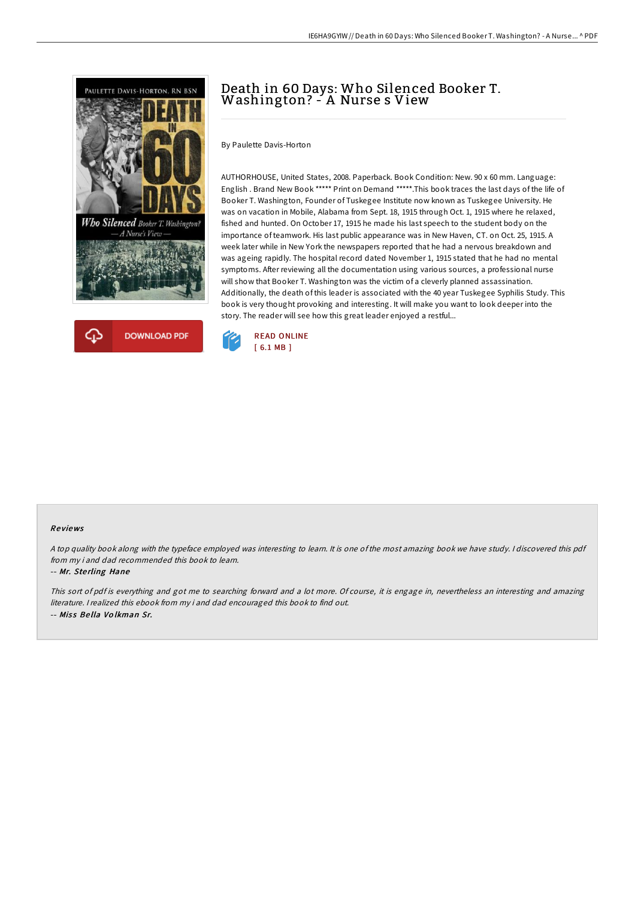# Death in 60 Days: Who Silenced Booker T. Washington? - A Nurse s View

By Paulette Davis-Horton

AUTHORHOUSE, United States, 2008. Paperback. Book Condition: New. 90 x 60 mm. Language: English . Brand New Book ***** Print on Demand *****.This book traces the last days of the life of Booker T. Washington, Founder of Tuskegee Institute now known as Tuskegee University. He was on vacation in Mobile, Alabama from Sept. 18, 1915 through Oct. 1, 1915 where he relaxed, fished and hunted. On October 17, 1915 he made his last speech to the student body on the importance of teamwork. His last public appearance was in New Haven, CT. on Oct. 25, 1915. A week later while in New York the newspapers reported that he had a nervous breakdown and was ageing rapidly. The hospital record dated November 1, 1915 stated that he had no mental symptoms. After reviewing all the documentation using various sources, a professional nurse will show that Booker T. Washington was the victim of a cleverly planned assassination. Additionally, the death of this leader is associated with the 40 year Tuskegee Syphilis Study. This book is very thought provoking and interesting. It will make you want to look deeper into the story. The reader will see how this great leader enjoyed a restful...

DOWNLOAD PDF

READ ONLINE
[ 6.1 MB ]

## Reviews

*A top quality book along with the typeface employed was interesting to learn. It is one of the most amazing book we have study. I discovered this pdf from my i and dad recommended this book to learn.*

-- ***Mr. Sterling Hane***

*This sort of pdf is everything and got me to searching forward and a lot more. Of course, it is engage in, nevertheless an interesting and amazing literature. I realized this ebook from my i and dad encouraged this book to find out.*

-- ***Miss Bella Volkman Sr.***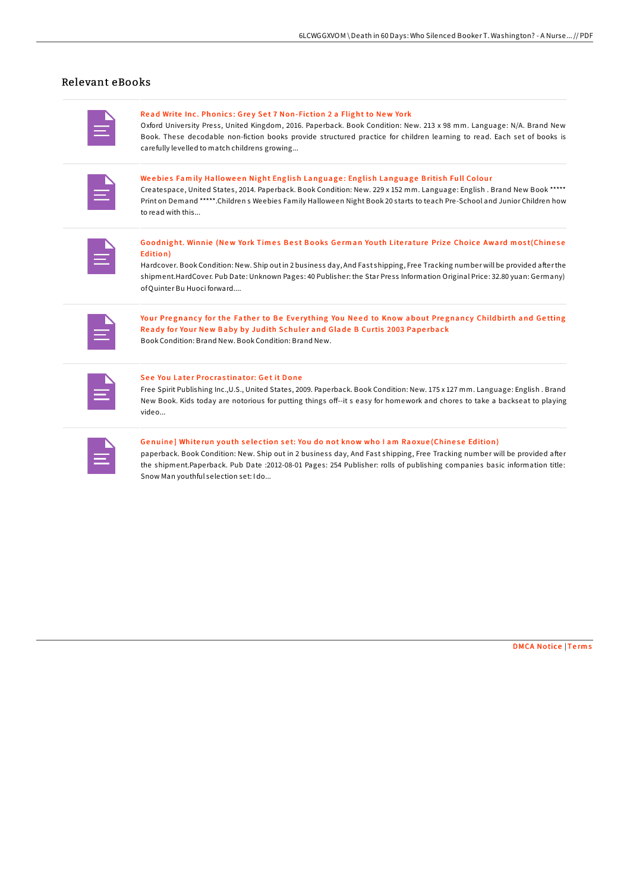## Relevant eBooks

### Read Write Inc. Phonics: Grey Set 7 Non-Fiction 2 a Flight to New York

Oxford University Press, United Kingdom, 2016. Paperback. Book Condition: New. 213 x 98 mm. Language: N/A. Brand New Book. These decodable non-fiction books provide structured practice for children learning to read. Each set of books is carefully levelled to match childrens growing...

### Weebies Family Halloween Night English Language: English Language British Full Colour

Createspace, United States, 2014. Paperback. Book Condition: New. 229 x 152 mm. Language: English . Brand New Book ***** Print on Demand *****.Children s Weebies Family Halloween Night Book 20 starts to teach Pre-School and Junior Children how to read with this...

### Goodnight. Winnie (New York Times Best Books German Youth Literature Prize Choice Award most(Chinese Edition)

Hardcover. Book Condition: New. Ship out in 2 business day, And Fast shipping, Free Tracking number will be provided after the shipment.HardCover. Pub Date: Unknown Pages: 40 Publisher: the Star Press Information Original Price: 32.80 yuan: Germany) of Quinter Bu Huoci forward....

### Your Pregnancy for the Father to Be Everything You Need to Know about Pregnancy Childbirth and Getting Ready for Your New Baby by Judith Schuler and Glade B Curtis 2003 Paperback

Book Condition: Brand New. Book Condition: Brand New.

### See You Later Procrastinator: Get it Done

Free Spirit Publishing Inc.,U.S., United States, 2009. Paperback. Book Condition: New. 175 x 127 mm. Language: English . Brand New Book. Kids today are notorious for putting things off--it s easy for homework and chores to take a backseat to playing video...

### Genuine] Whiterun youth selection set: You do not know who I am Raoxue(Chinese Edition)

paperback. Book Condition: New. Ship out in 2 business day, And Fast shipping, Free Tracking number will be provided after the shipment.Paperback. Pub Date :2012-08-01 Pages: 254 Publisher: rolls of publishing companies basic information title: Snow Man youthful selection set: I do...